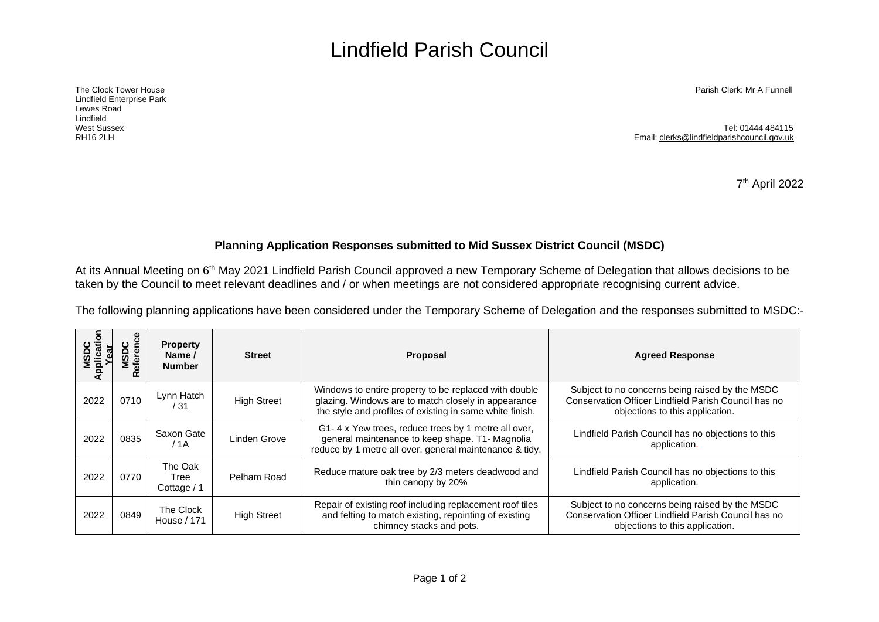# Lindfield Parish Council

The Clock Tower House
Lindfield Enterprise Park
Lewes Road
Lindfield
West Sussex
RH16 2LH

Parish Clerk: Mr A Funnell

Tel: 01444 484115
Email: clerks@lindfieldparishcouncil.gov.uk

7th April 2022

**Planning Application Responses submitted to Mid Sussex District Council (MSDC)**

At its Annual Meeting on 6th May 2021 Lindfield Parish Council approved a new Temporary Scheme of Delegation that allows decisions to be taken by the Council to meet relevant deadlines and / or when meetings are not considered appropriate recognising current advice.

The following planning applications have been considered under the Temporary Scheme of Delegation and the responses submitted to MSDC:-

| MSDC Application Year | MSDC Reference | Property Name / Number | Street | Proposal | Agreed Response |
|---|---|---|---|---|---|
| 2022 | 0710 | Lynn Hatch / 31 | High Street | Windows to entire property to be replaced with double glazing. Windows are to match closely in appearance the style and profiles of existing in same white finish. | Subject to no concerns being raised by the MSDC Conservation Officer Lindfield Parish Council has no objections to this application. |
| 2022 | 0835 | Saxon Gate / 1A | Linden Grove | G1- 4 x Yew trees, reduce trees by 1 metre all over, general maintenance to keep shape. T1- Magnolia reduce by 1 metre all over, general maintenance & tidy. | Lindfield Parish Council has no objections to this application. |
| 2022 | 0770 | The Oak Tree Cottage / 1 | Pelham Road | Reduce mature oak tree by 2/3 meters deadwood and thin canopy by 20% | Lindfield Parish Council has no objections to this application. |
| 2022 | 0849 | The Clock House / 171 | High Street | Repair of existing roof including replacement roof tiles and felting to match existing, repointing of existing chimney stacks and pots. | Subject to no concerns being raised by the MSDC Conservation Officer Lindfield Parish Council has no objections to this application. |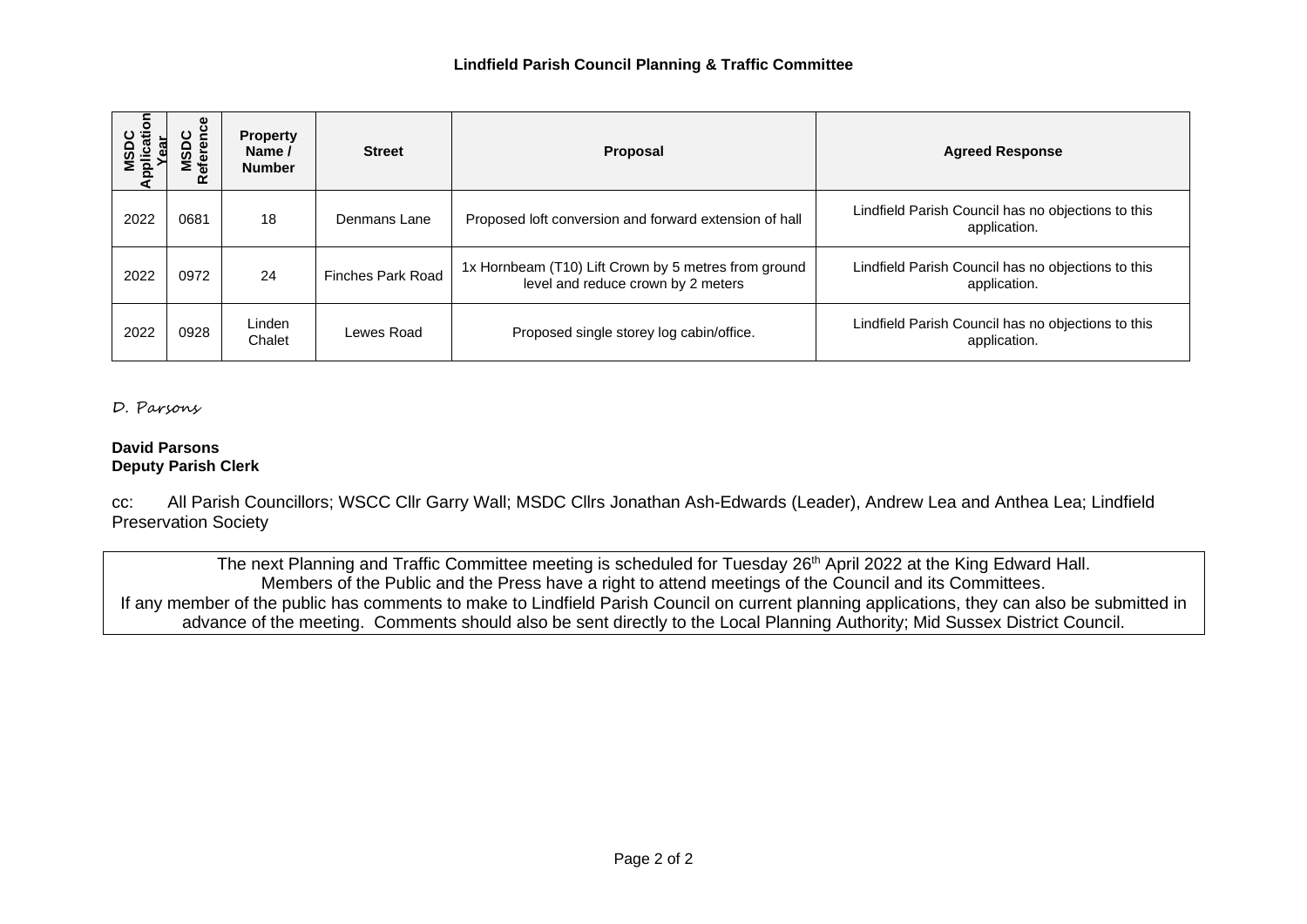**Lindfield Parish Council Planning & Traffic Committee**

| MSDC Application Year | MSDC Reference | Property Name / Number | Street | Proposal | Agreed Response |
|---|---|---|---|---|---|
| 2022 | 0681 | 18 | Denmans Lane | Proposed loft conversion and forward extension of hall | Lindfield Parish Council has no objections to this application. |
| 2022 | 0972 | 24 | Finches Park Road | 1x Hornbeam (T10) Lift Crown by 5 metres from ground level and reduce crown by 2 meters | Lindfield Parish Council has no objections to this application. |
| 2022 | 0928 | Linden Chalet | Lewes Road | Proposed single storey log cabin/office. | Lindfield Parish Council has no objections to this application. |

*D. Parsons*

**David Parsons**
**Deputy Parish Clerk**

cc: All Parish Councillors; WSCC Cllr Garry Wall; MSDC Cllrs Jonathan Ash-Edwards (Leader), Andrew Lea and Anthea Lea; Lindfield Preservation Society

The next Planning and Traffic Committee meeting is scheduled for Tuesday 26th April 2022 at the King Edward Hall.
Members of the Public and the Press have a right to attend meetings of the Council and its Committees.
If any member of the public has comments to make to Lindfield Parish Council on current planning applications, they can also be submitted in advance of the meeting. Comments should also be sent directly to the Local Planning Authority; Mid Sussex District Council.